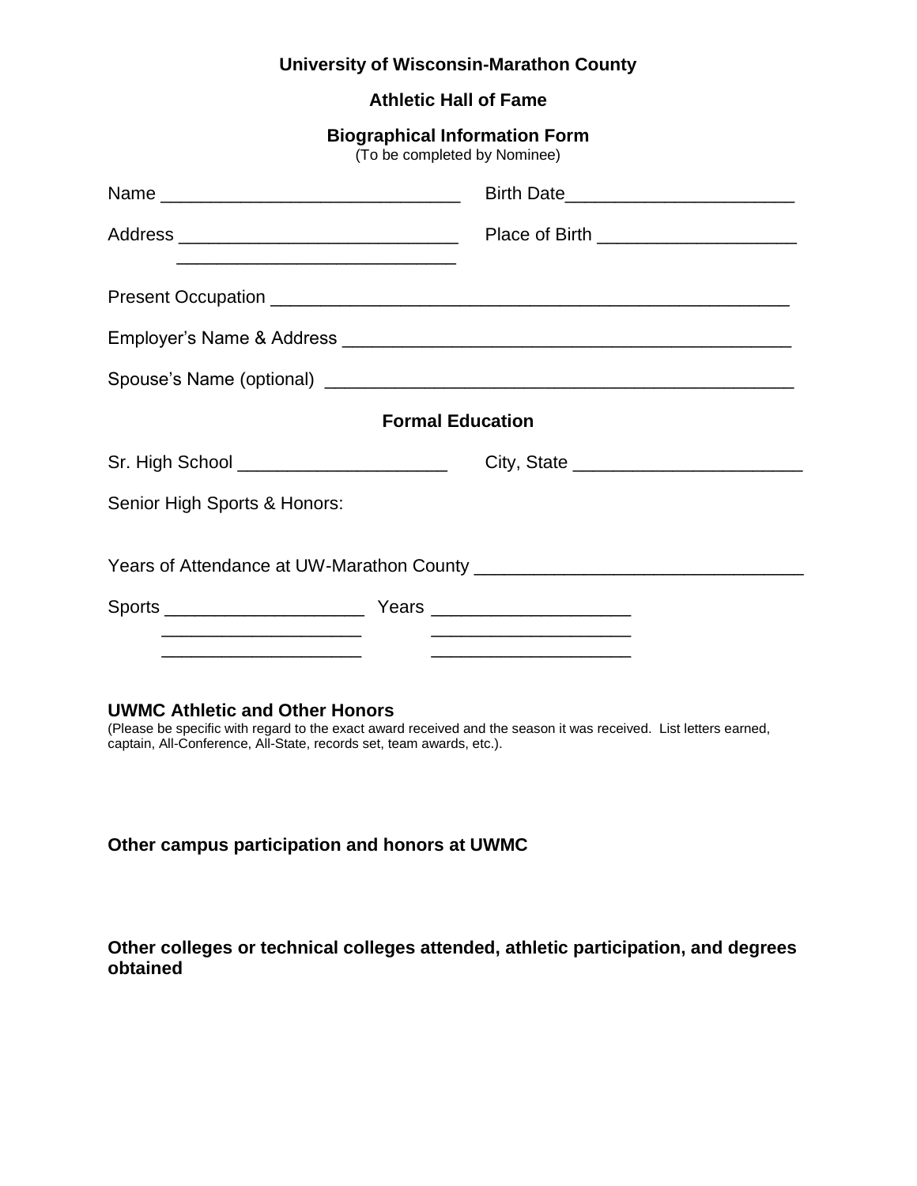**University of Wisconsin-Marathon County**

**Athletic Hall of Fame**

**Biographical Information Form**
(To be completed by Nominee)

Name ______________________________ Birth Date______________________

Address ___________________________ Place of Birth ___________________
___________________________

Present Occupation ___________________________________________________

Employer's Name & Address _____________________________________________

Spouse's Name (optional) ______________________________________________

**Formal Education**

Sr. High School ____________________ City, State ______________________

Senior High Sports & Honors:

Years of Attendance at UW-Marathon County _______________________________

Sports ___________________ Years ___________________
___________________ ___________________
___________________ ___________________

**UWMC Athletic and Other Honors**
(Please be specific with regard to the exact award received and the season it was received. List letters earned, captain, All-Conference, All-State, records set, team awards, etc.).

**Other campus participation and honors at UWMC**

**Other colleges or technical colleges attended, athletic participation, and degrees obtained**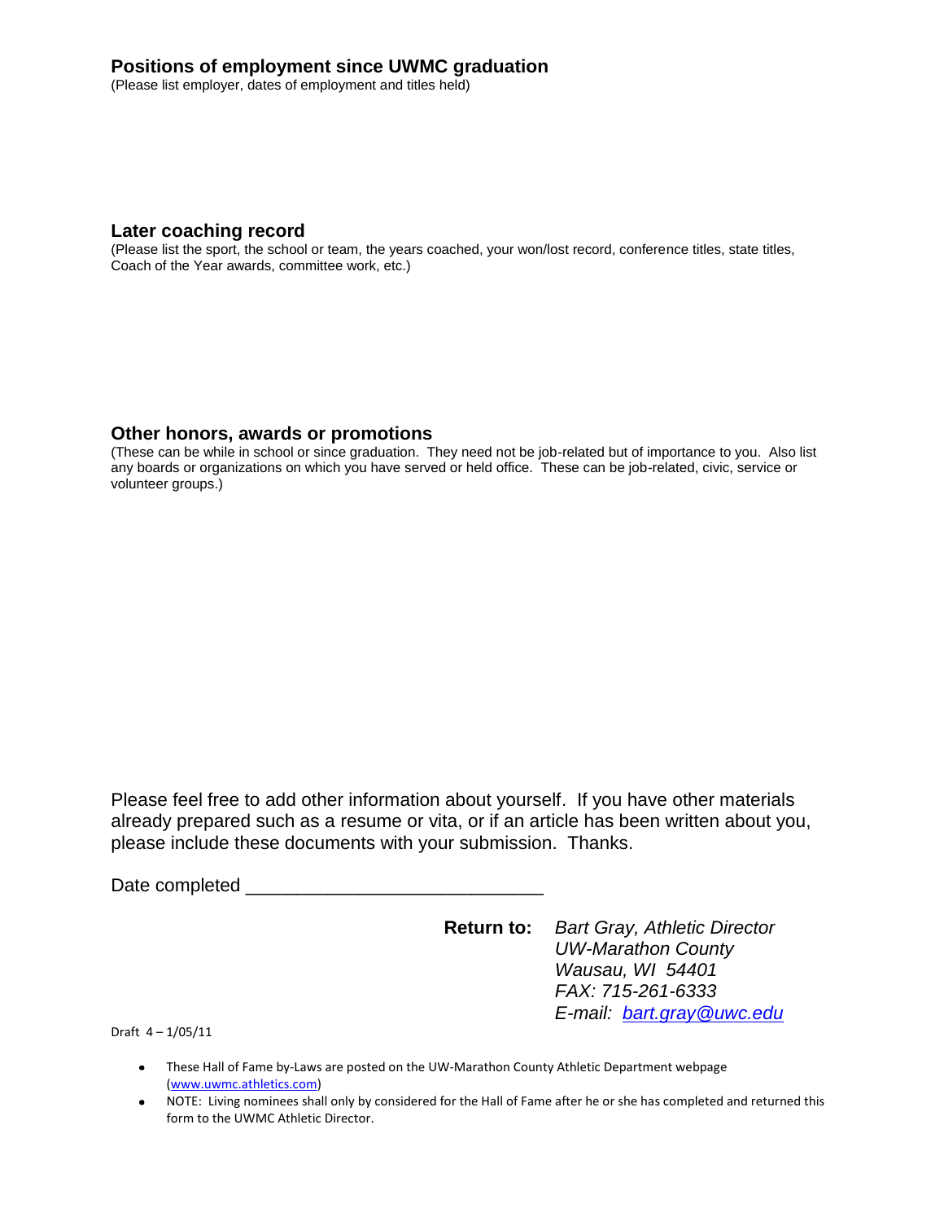### Positions of employment since UWMC graduation

(Please list employer, dates of employment and titles held)

### Later coaching record

(Please list the sport, the school or team, the years coached, your won/lost record, conference titles, state titles, Coach of the Year awards, committee work, etc.)

### Other honors, awards or promotions

(These can be while in school or since graduation. They need not be job-related but of importance to you. Also list any boards or organizations on which you have served or held office. These can be job-related, civic, service or volunteer groups.)

Please feel free to add other information about yourself. If you have other materials already prepared such as a resume or vita, or if an article has been written about you, please include these documents with your submission. Thanks.

Date completed ____________________________

**Return to:** *Bart Gray, Athletic Director*
*UW-Marathon County*
*Wausau, WI 54401*
*FAX: 715-261-6333*
*E-mail: bart.gray@uwc.edu*

Draft 4 – 1/05/11

- These Hall of Fame by-Laws are posted on the UW-Marathon County Athletic Department webpage (www.uwmc.athletics.com)
- NOTE: Living nominees shall only by considered for the Hall of Fame after he or she has completed and returned this form to the UWMC Athletic Director.